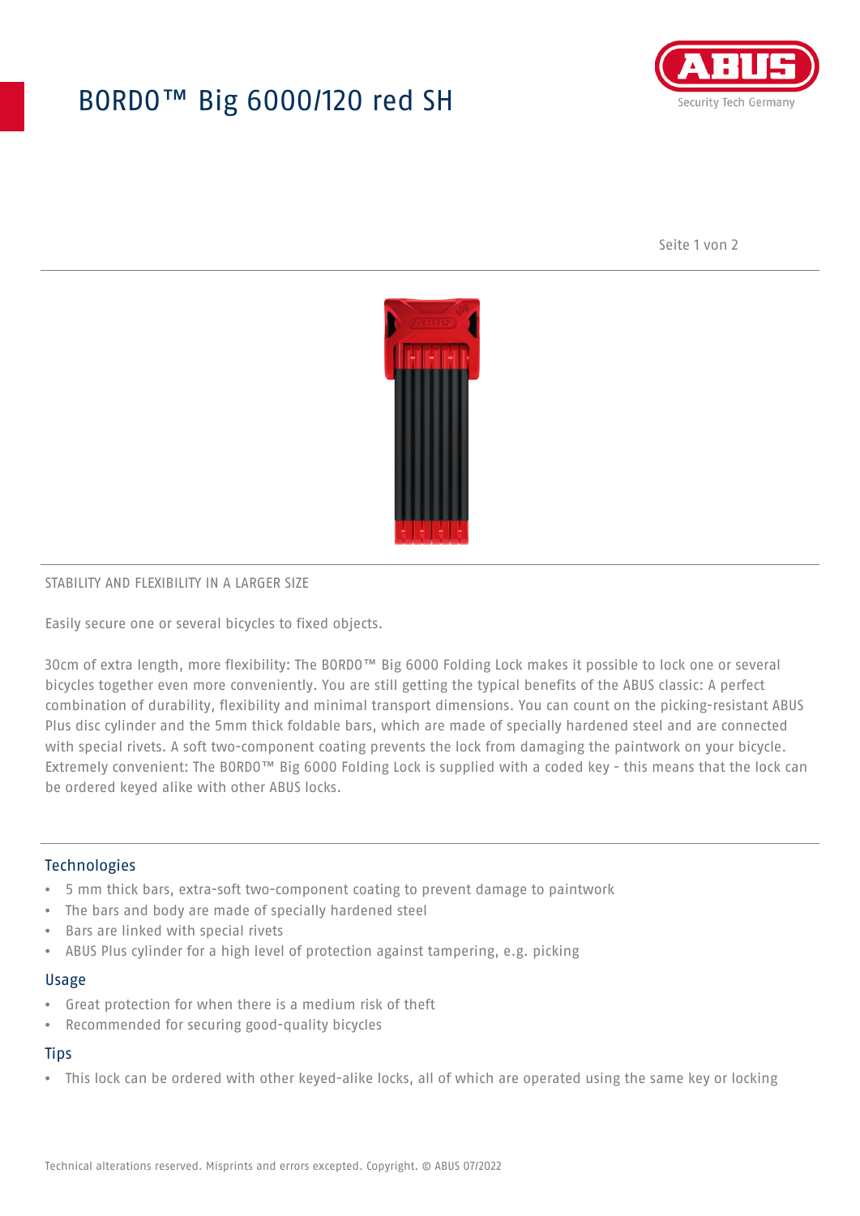# BORDO™ Big 6000/120 red SH

STABILITY AND FLEXIBILITY IN A LARGER SIZE

Easily secure one or several bicycles to fixed objects.

30cm of extra length, more flexibility: The BORDO™ Big 6000 Folding Lock makes it possible to lock one or several bicycles together even more conveniently. You are still getting the typical benefits of the ABUS classic: A perfect combination of durability, flexibility and minimal transport dimensions. You can count on the picking-resistant ABUS Plus disc cylinder and the 5mm thick foldable bars, which are made of specially hardened steel and are connected with special rivets. A soft two-component coating prevents the lock from damaging the paintwork on your bicycle. Extremely convenient: The BORDO™ Big 6000 Folding Lock is supplied with a coded key - this means that the lock can be ordered keyed alike with other ABUS locks.

## Technologies

- 5 mm thick bars, extra-soft two-component coating to prevent damage to paintwork
- The bars and body are made of specially hardened steel
- Bars are linked with special rivets
- ABUS Plus cylinder for a high level of protection against tampering, e.g. picking

## Usage

- Great protection for when there is a medium risk of theft
- Recommended for securing good-quality bicycles

## Tips

- This lock can be ordered with other keyed-alike locks, all of which are operated using the same key or locking

Technical alterations reserved. Misprints and errors excepted. Copyright. © ABUS 07/2022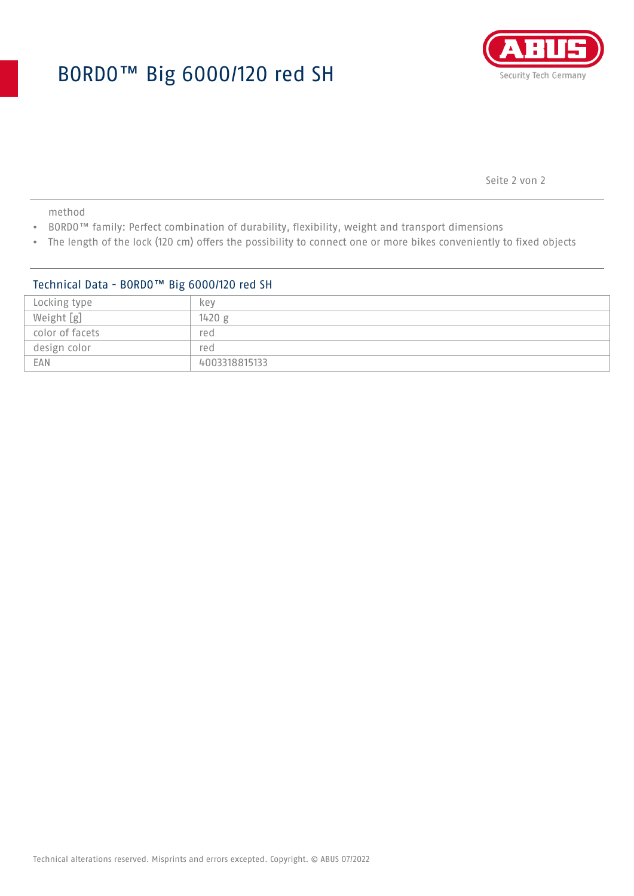method

- BORDO™ family: Perfect combination of durability, flexibility, weight and transport dimensions
- The length of the lock (120 cm) offers the possibility to connect one or more bikes conveniently to fixed objects

## Technical Data - BORDO™ Big 6000/120 red SH

| | |
|---|---|
| Locking type | key |
| Weight [g] | 1420 g |
| color of facets | red |
| design color | red |
| EAN | 4003318815133 |

Technical alterations reserved. Misprints and errors excepted. Copyright. © ABUS 07/2022